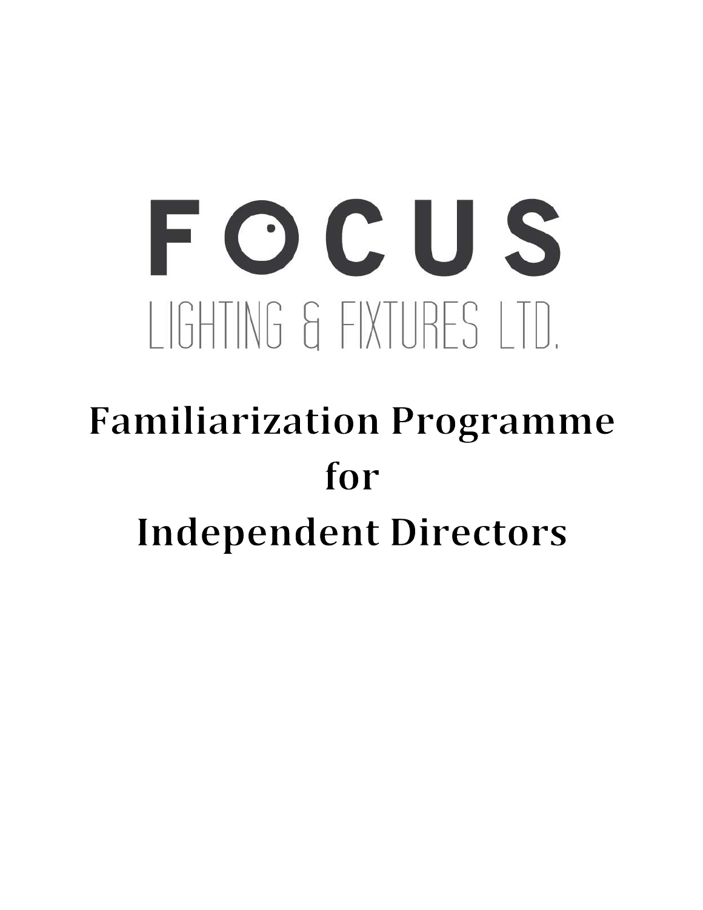# FOCUS

## LIGHTING & FIXTURES LTD.

# Familiarization Programme for Independent Directors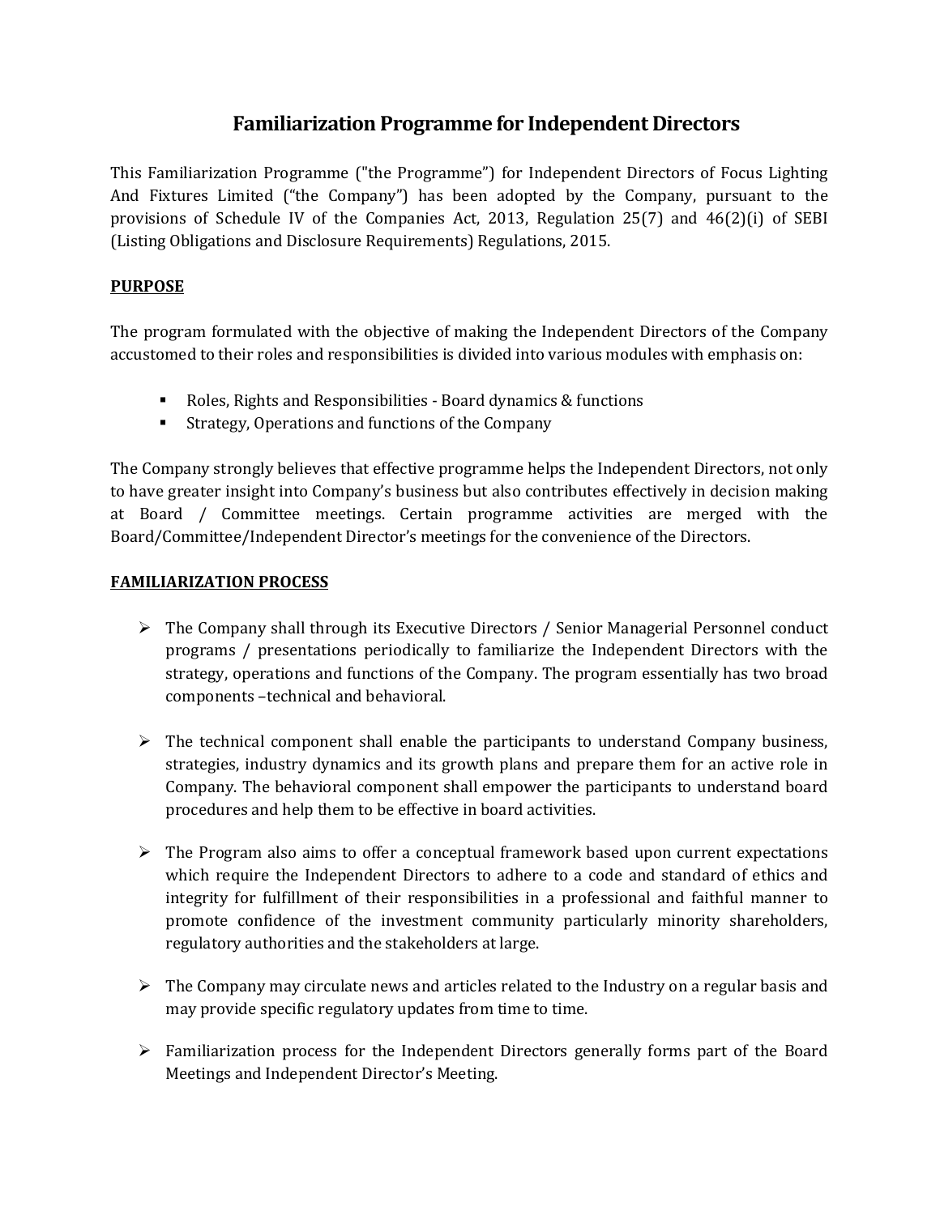# Familiarization Programme for Independent Directors

This Familiarization Programme ("the Programme") for Independent Directors of Focus Lighting And Fixtures Limited ("the Company") has been adopted by the Company, pursuant to the provisions of Schedule IV of the Companies Act, 2013, Regulation 25(7) and 46(2)(i) of SEBI (Listing Obligations and Disclosure Requirements) Regulations, 2015.

## PURPOSE

The program formulated with the objective of making the Independent Directors of the Company accustomed to their roles and responsibilities is divided into various modules with emphasis on:

- Roles, Rights and Responsibilities - Board dynamics & functions
- Strategy, Operations and functions of the Company

The Company strongly believes that effective programme helps the Independent Directors, not only to have greater insight into Company's business but also contributes effectively in decision making at Board / Committee meetings. Certain programme activities are merged with the Board/Committee/Independent Director's meetings for the convenience of the Directors.

## FAMILIARIZATION PROCESS

- The Company shall through its Executive Directors / Senior Managerial Personnel conduct programs / presentations periodically to familiarize the Independent Directors with the strategy, operations and functions of the Company. The program essentially has two broad components –technical and behavioral.

- The technical component shall enable the participants to understand Company business, strategies, industry dynamics and its growth plans and prepare them for an active role in Company. The behavioral component shall empower the participants to understand board procedures and help them to be effective in board activities.

- The Program also aims to offer a conceptual framework based upon current expectations which require the Independent Directors to adhere to a code and standard of ethics and integrity for fulfillment of their responsibilities in a professional and faithful manner to promote confidence of the investment community particularly minority shareholders, regulatory authorities and the stakeholders at large.

- The Company may circulate news and articles related to the Industry on a regular basis and may provide specific regulatory updates from time to time.

- Familiarization process for the Independent Directors generally forms part of the Board Meetings and Independent Director's Meeting.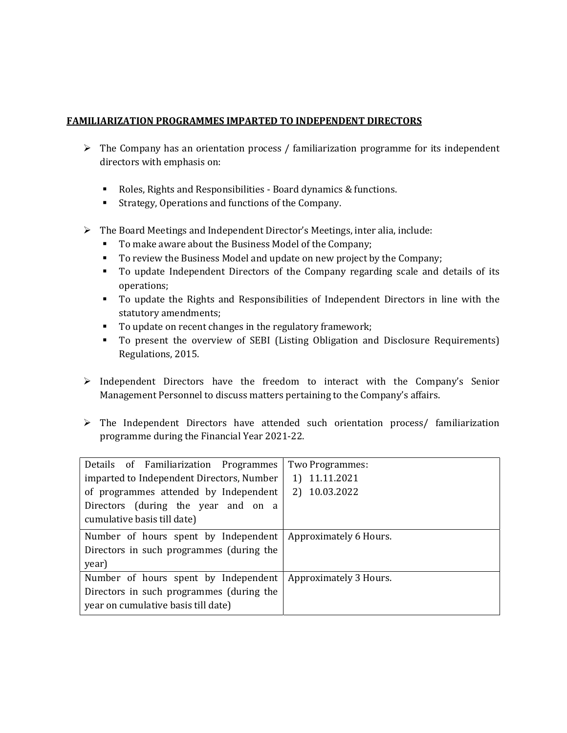## FAMILIARIZATION PROGRAMMES IMPARTED TO INDEPENDENT DIRECTORS

- The Company has an orientation process / familiarization programme for its independent directors with emphasis on:
  - Roles, Rights and Responsibilities - Board dynamics & functions.
  - Strategy, Operations and functions of the Company.

- The Board Meetings and Independent Director's Meetings, inter alia, include:
  - To make aware about the Business Model of the Company;
  - To review the Business Model and update on new project by the Company;
  - To update Independent Directors of the Company regarding scale and details of its operations;
  - To update the Rights and Responsibilities of Independent Directors in line with the statutory amendments;
  - To update on recent changes in the regulatory framework;
  - To present the overview of SEBI (Listing Obligation and Disclosure Requirements) Regulations, 2015.

- Independent Directors have the freedom to interact with the Company's Senior Management Personnel to discuss matters pertaining to the Company's affairs.

- The Independent Directors have attended such orientation process/ familiarization programme during the Financial Year 2021-22.

| | |
|---|---|
| Details of Familiarization Programmes imparted to Independent Directors, Number of programmes attended by Independent Directors (during the year and on a cumulative basis till date) | Two Programmes:<br>1) 11.11.2021<br>2) 10.03.2022 |
| Number of hours spent by Independent Directors in such programmes (during the year) | Approximately 6 Hours. |
| Number of hours spent by Independent Directors in such programmes (during the year on cumulative basis till date) | Approximately 3 Hours. |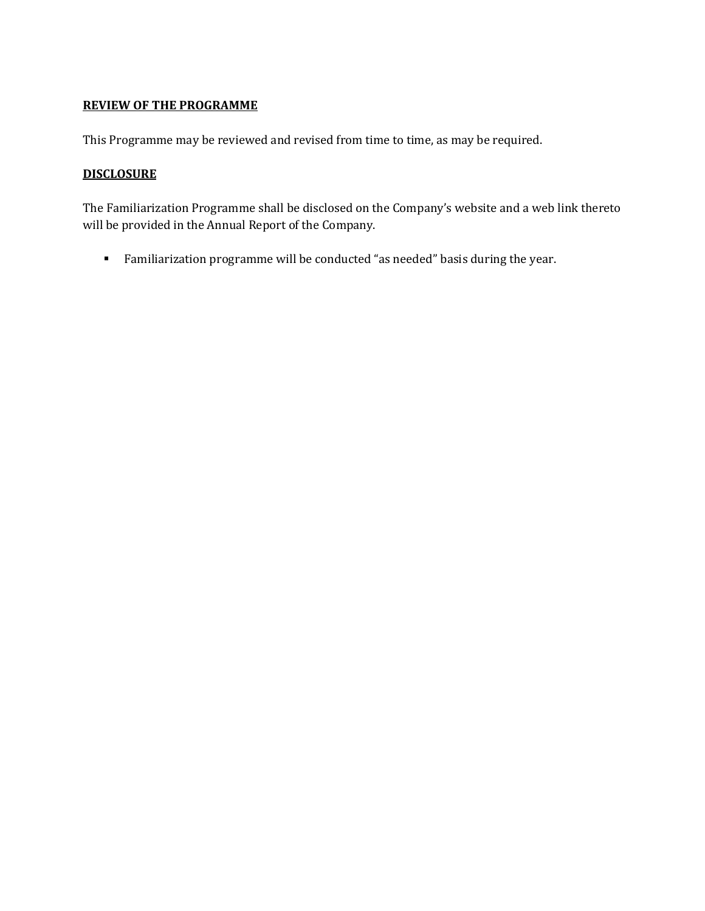**REVIEW OF THE PROGRAMME**

This Programme may be reviewed and revised from time to time, as may be required.

**DISCLOSURE**

The Familiarization Programme shall be disclosed on the Company's website and a web link thereto will be provided in the Annual Report of the Company.

- Familiarization programme will be conducted "as needed" basis during the year.